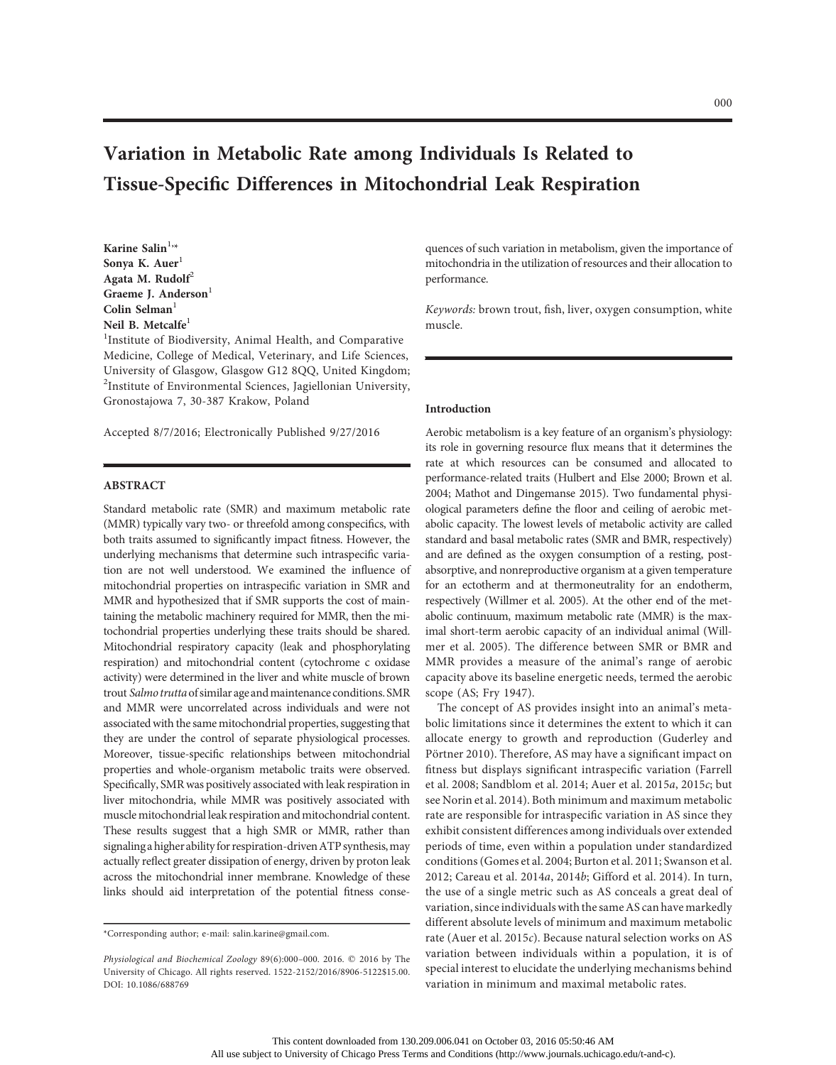# Variation in Metabolic Rate among Individuals Is Related to Tissue-Specific Differences in Mitochondrial Leak Respiration

**Karine Salin**[1,*]
**Sonya K. Auer**[1]
**Agata M. Rudolf**[2]
**Graeme J. Anderson**[1]
**Colin Selman**[1]
**Neil B. Metcalfe**[1]

[1]Institute of Biodiversity, Animal Health, and Comparative Medicine, College of Medical, Veterinary, and Life Sciences, University of Glasgow, Glasgow G12 8QQ, United Kingdom; [2]Institute of Environmental Sciences, Jagiellonian University, Gronostajowa 7, 30-387 Krakow, Poland

Accepted 8/7/2016; Electronically Published 9/27/2016

## ABSTRACT

Standard metabolic rate (SMR) and maximum metabolic rate (MMR) typically vary two- or threefold among conspecifics, with both traits assumed to significantly impact fitness. However, the underlying mechanisms that determine such intraspecific variation are not well understood. We examined the influence of mitochondrial properties on intraspecific variation in SMR and MMR and hypothesized that if SMR supports the cost of maintaining the metabolic machinery required for MMR, then the mitochondrial properties underlying these traits should be shared. Mitochondrial respiratory capacity (leak and phosphorylating respiration) and mitochondrial content (cytochrome c oxidase activity) were determined in the liver and white muscle of brown trout *Salmo trutta* of similar age and maintenance conditions. SMR and MMR were uncorrelated across individuals and were not associated with the same mitochondrial properties, suggesting that they are under the control of separate physiological processes. Moreover, tissue-specific relationships between mitochondrial properties and whole-organism metabolic traits were observed. Specifically, SMR was positively associated with leak respiration in liver mitochondria, while MMR was positively associated with muscle mitochondrial leak respiration and mitochondrial content. These results suggest that a high SMR or MMR, rather than signaling a higher ability for respiration-driven ATP synthesis, may actually reflect greater dissipation of energy, driven by proton leak across the mitochondrial inner membrane. Knowledge of these links should aid interpretation of the potential fitness consequences of such variation in metabolism, given the importance of mitochondria in the utilization of resources and their allocation to performance.

*Keywords:* brown trout, fish, liver, oxygen consumption, white muscle.

\*Corresponding author; e-mail: salin.karine@gmail.com.

*Physiological and Biochemical Zoology* 89(6):000–000. 2016. © 2016 by The University of Chicago. All rights reserved. 1522-2152/2016/8906-5122$15.00. DOI: 10.1086/688769

## Introduction

Aerobic metabolism is a key feature of an organism's physiology: its role in governing resource flux means that it determines the rate at which resources can be consumed and allocated to performance-related traits (Hulbert and Else 2000; Brown et al. 2004; Mathot and Dingemanse 2015). Two fundamental physiological parameters define the floor and ceiling of aerobic metabolic capacity. The lowest levels of metabolic activity are called standard and basal metabolic rates (SMR and BMR, respectively) and are defined as the oxygen consumption of a resting, postabsorptive, and nonreproductive organism at a given temperature for an ectotherm and at thermoneutrality for an endotherm, respectively (Willmer et al. 2005). At the other end of the metabolic continuum, maximum metabolic rate (MMR) is the maximal short-term aerobic capacity of an individual animal (Willmer et al. 2005). The difference between SMR or BMR and MMR provides a measure of the animal's range of aerobic capacity above its baseline energetic needs, termed the aerobic scope (AS; Fry 1947).

The concept of AS provides insight into an animal's metabolic limitations since it determines the extent to which it can allocate energy to growth and reproduction (Guderley and Pörtner 2010). Therefore, AS may have a significant impact on fitness but displays significant intraspecific variation (Farrell et al. 2008; Sandblom et al. 2014; Auer et al. 2015*a*, 2015*c*; but see Norin et al. 2014). Both minimum and maximum metabolic rate are responsible for intraspecific variation in AS since they exhibit consistent differences among individuals over extended periods of time, even within a population under standardized conditions (Gomes et al. 2004; Burton et al. 2011; Swanson et al. 2012; Careau et al. 2014*a*, 2014*b*; Gifford et al. 2014). In turn, the use of a single metric such as AS conceals a great deal of variation, since individuals with the same AS can have markedly different absolute levels of minimum and maximum metabolic rate (Auer et al. 2015*c*). Because natural selection works on AS variation between individuals within a population, it is of special interest to elucidate the underlying mechanisms behind variation in minimum and maximal metabolic rates.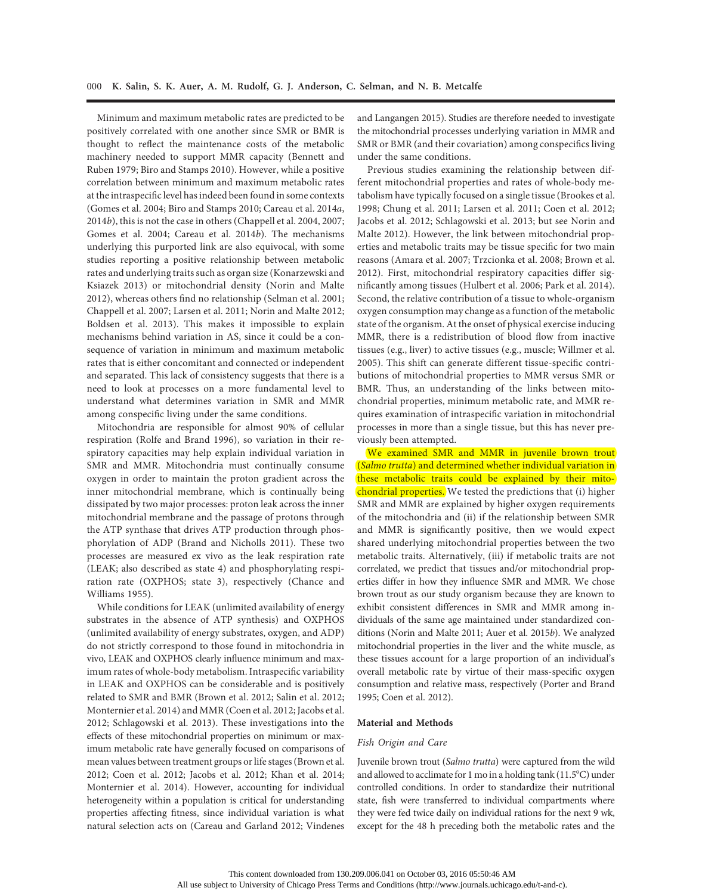Minimum and maximum metabolic rates are predicted to be positively correlated with one another since SMR or BMR is thought to reflect the maintenance costs of the metabolic machinery needed to support MMR capacity (Bennett and Ruben 1979; Biro and Stamps 2010). However, while a positive correlation between minimum and maximum metabolic rates at the intraspecific level has indeed been found in some contexts (Gomes et al. 2004; Biro and Stamps 2010; Careau et al. 2014*a*, 2014*b*), this is not the case in others (Chappell et al. 2004, 2007; Gomes et al. 2004; Careau et al. 2014*b*). The mechanisms underlying this purported link are also equivocal, with some studies reporting a positive relationship between metabolic rates and underlying traits such as organ size (Konarzewski and Ksiazek 2013) or mitochondrial density (Norin and Malte 2012), whereas others find no relationship (Selman et al. 2001; Chappell et al. 2007; Larsen et al. 2011; Norin and Malte 2012; Boldsen et al. 2013). This makes it impossible to explain mechanisms behind variation in AS, since it could be a consequence of variation in minimum and maximum metabolic rates that is either concomitant and connected or independent and separated. This lack of consistency suggests that there is a need to look at processes on a more fundamental level to understand what determines variation in SMR and MMR among conspecific living under the same conditions.

Mitochondria are responsible for almost 90% of cellular respiration (Rolfe and Brand 1996), so variation in their respiratory capacities may help explain individual variation in SMR and MMR. Mitochondria must continually consume oxygen in order to maintain the proton gradient across the inner mitochondrial membrane, which is continually being dissipated by two major processes: proton leak across the inner mitochondrial membrane and the passage of protons through the ATP synthase that drives ATP production through phosphorylation of ADP (Brand and Nicholls 2011). These two processes are measured ex vivo as the leak respiration rate (LEAK; also described as state 4) and phosphorylating respiration rate (OXPHOS; state 3), respectively (Chance and Williams 1955).

While conditions for LEAK (unlimited availability of energy substrates in the absence of ATP synthesis) and OXPHOS (unlimited availability of energy substrates, oxygen, and ADP) do not strictly correspond to those found in mitochondria in vivo, LEAK and OXPHOS clearly influence minimum and maximum rates of whole-body metabolism. Intraspecific variability in LEAK and OXPHOS can be considerable and is positively related to SMR and BMR (Brown et al. 2012; Salin et al. 2012; Monternier et al. 2014) and MMR (Coen et al. 2012; Jacobs et al. 2012; Schlagowski et al. 2013). These investigations into the effects of these mitochondrial properties on minimum or maximum metabolic rate have generally focused on comparisons of mean values between treatment groups or life stages (Brown et al. 2012; Coen et al. 2012; Jacobs et al. 2012; Khan et al. 2014; Monternier et al. 2014). However, accounting for individual heterogeneity within a population is critical for understanding properties affecting fitness, since individual variation is what natural selection acts on (Careau and Garland 2012; Vindenes and Langangen 2015). Studies are therefore needed to investigate the mitochondrial processes underlying variation in MMR and SMR or BMR (and their covariation) among conspecifics living under the same conditions.

Previous studies examining the relationship between different mitochondrial properties and rates of whole-body metabolism have typically focused on a single tissue (Brookes et al. 1998; Chung et al. 2011; Larsen et al. 2011; Coen et al. 2012; Jacobs et al. 2012; Schlagowski et al. 2013; but see Norin and Malte 2012). However, the link between mitochondrial properties and metabolic traits may be tissue specific for two main reasons (Amara et al. 2007; Trzcionka et al. 2008; Brown et al. 2012). First, mitochondrial respiratory capacities differ significantly among tissues (Hulbert et al. 2006; Park et al. 2014). Second, the relative contribution of a tissue to whole-organism oxygen consumption may change as a function of the metabolic state of the organism. At the onset of physical exercise inducing MMR, there is a redistribution of blood flow from inactive tissues (e.g., liver) to active tissues (e.g., muscle; Willmer et al. 2005). This shift can generate different tissue-specific contributions of mitochondrial properties to MMR versus SMR or BMR. Thus, an understanding of the links between mitochondrial properties, minimum metabolic rate, and MMR requires examination of intraspecific variation in mitochondrial processes in more than a single tissue, but this has never previously been attempted.

We examined SMR and MMR in juvenile brown trout (*Salmo trutta*) and determined whether individual variation in these metabolic traits could be explained by their mitochondrial properties. We tested the predictions that (i) higher SMR and MMR are explained by higher oxygen requirements of the mitochondria and (ii) if the relationship between SMR and MMR is significantly positive, then we would expect shared underlying mitochondrial properties between the two metabolic traits. Alternatively, (iii) if metabolic traits are not correlated, we predict that tissues and/or mitochondrial properties differ in how they influence SMR and MMR. We chose brown trout as our study organism because they are known to exhibit consistent differences in SMR and MMR among individuals of the same age maintained under standardized conditions (Norin and Malte 2011; Auer et al. 2015*b*). We analyzed mitochondrial properties in the liver and the white muscle, as these tissues account for a large proportion of an individual's overall metabolic rate by virtue of their mass-specific oxygen consumption and relative mass, respectively (Porter and Brand 1995; Coen et al. 2012).

## Material and Methods

### *Fish Origin and Care*

Juvenile brown trout (*Salmo trutta*) were captured from the wild and allowed to acclimate for 1 mo in a holding tank (11.5°C) under controlled conditions. In order to standardize their nutritional state, fish were transferred to individual compartments where they were fed twice daily on individual rations for the next 9 wk, except for the 48 h preceding both the metabolic rates and the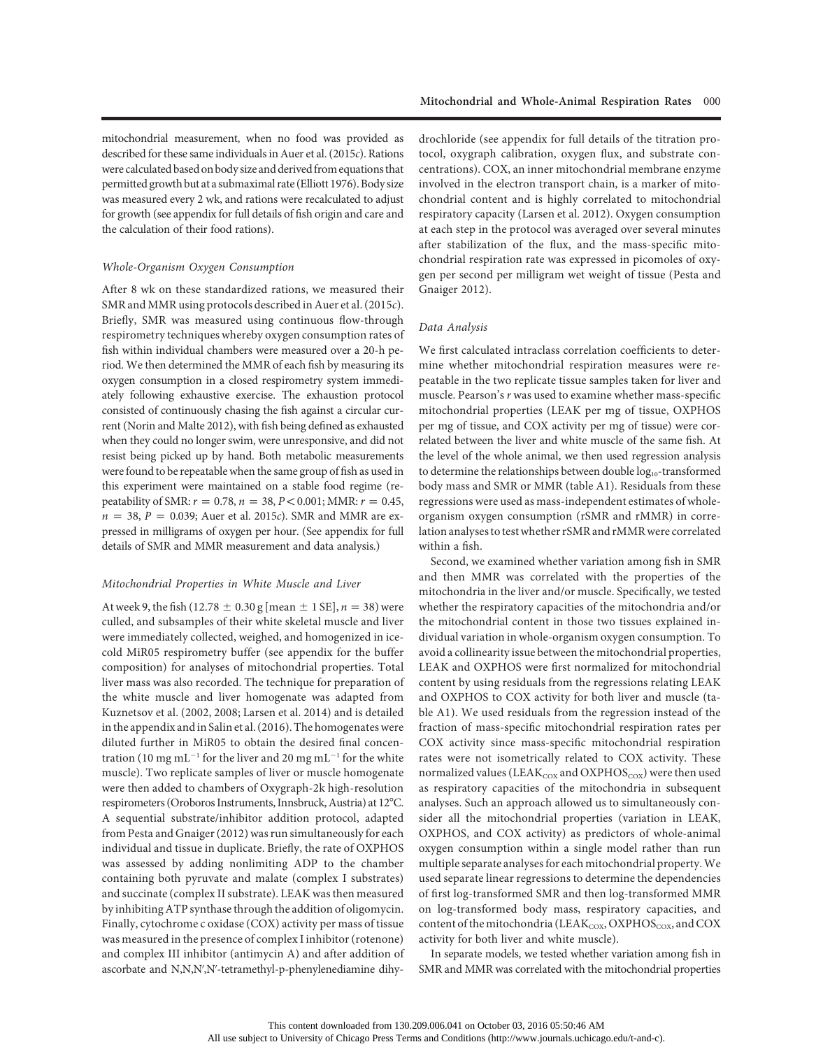mitochondrial measurement, when no food was provided as described for these same individuals in Auer et al. (2015*c*). Rations were calculated based on body size and derived from equations that permitted growth but at a submaximal rate (Elliott 1976). Body size was measured every 2 wk, and rations were recalculated to adjust for growth (see appendix for full details of fish origin and care and the calculation of their food rations).

### *Whole-Organism Oxygen Consumption*

After 8 wk on these standardized rations, we measured their SMR and MMR using protocols described in Auer et al. (2015*c*). Briefly, SMR was measured using continuous flow-through respirometry techniques whereby oxygen consumption rates of fish within individual chambers were measured over a 20-h period. We then determined the MMR of each fish by measuring its oxygen consumption in a closed respirometry system immediately following exhaustive exercise. The exhaustion protocol consisted of continuously chasing the fish against a circular current (Norin and Malte 2012), with fish being defined as exhausted when they could no longer swim, were unresponsive, and did not resist being picked up by hand. Both metabolic measurements were found to be repeatable when the same group of fish as used in this experiment were maintained on a stable food regime (repeatability of SMR: $r = 0.78$, $n = 38$, $P < 0.001$; MMR: $r = 0.45$, $n = 38$, $P = 0.039$; Auer et al. 2015*c*). SMR and MMR are expressed in milligrams of oxygen per hour. (See appendix for full details of SMR and MMR measurement and data analysis.)

### *Mitochondrial Properties in White Muscle and Liver*

At week 9, the fish ($12.78 \pm 0.30$ g [mean $\pm$ 1 SE], $n = 38$) were culled, and subsamples of their white skeletal muscle and liver were immediately collected, weighed, and homogenized in ice-cold MiR05 respirometry buffer (see appendix for the buffer composition) for analyses of mitochondrial properties. Total liver mass was also recorded. The technique for preparation of the white muscle and liver homogenate was adapted from Kuznetsov et al. (2002, 2008; Larsen et al. 2014) and is detailed in the appendix and in Salin et al. (2016). The homogenates were diluted further in MiR05 to obtain the desired final concentration (10 mg $\text{mL}^{-1}$ for the liver and 20 mg $\text{mL}^{-1}$ for the white muscle). Two replicate samples of liver or muscle homogenate were then added to chambers of Oxygraph-2k high-resolution respirometers (Oroboros Instruments, Innsbruck, Austria) at 12°C. A sequential substrate/inhibitor addition protocol, adapted from Pesta and Gnaiger (2012) was run simultaneously for each individual and tissue in duplicate. Briefly, the rate of OXPHOS was assessed by adding nonlimiting ADP to the chamber containing both pyruvate and malate (complex I substrates) and succinate (complex II substrate). LEAK was then measured by inhibiting ATP synthase through the addition of oligomycin. Finally, cytochrome c oxidase (COX) activity per mass of tissue was measured in the presence of complex I inhibitor (rotenone) and complex III inhibitor (antimycin A) and after addition of ascorbate and N,N,N′,N′-tetramethyl-p-phenylenediamine dihydrochloride (see appendix for full details of the titration protocol, oxygraph calibration, oxygen flux, and substrate concentrations). COX, an inner mitochondrial membrane enzyme involved in the electron transport chain, is a marker of mitochondrial content and is highly correlated to mitochondrial respiratory capacity (Larsen et al. 2012). Oxygen consumption at each step in the protocol was averaged over several minutes after stabilization of the flux, and the mass-specific mitochondrial respiration rate was expressed in picomoles of oxygen per second per milligram wet weight of tissue (Pesta and Gnaiger 2012).

### *Data Analysis*

We first calculated intraclass correlation coefficients to determine whether mitochondrial respiration measures were repeatable in the two replicate tissue samples taken for liver and muscle. Pearson's *r* was used to examine whether mass-specific mitochondrial properties (LEAK per mg of tissue, OXPHOS per mg of tissue, and COX activity per mg of tissue) were correlated between the liver and white muscle of the same fish. At the level of the whole animal, we then used regression analysis to determine the relationships between double $\log_{10}$-transformed body mass and SMR or MMR (table A1). Residuals from these regressions were used as mass-independent estimates of whole-organism oxygen consumption (rSMR and rMMR) in correlation analyses to test whether rSMR and rMMR were correlated within a fish.

Second, we examined whether variation among fish in SMR and then MMR was correlated with the properties of the mitochondria in the liver and/or muscle. Specifically, we tested whether the respiratory capacities of the mitochondria and/or the mitochondrial content in those two tissues explained individual variation in whole-organism oxygen consumption. To avoid a collinearity issue between the mitochondrial properties, LEAK and OXPHOS were first normalized for mitochondrial content by using residuals from the regressions relating LEAK and OXPHOS to COX activity for both liver and muscle (table A1). We used residuals from the regression instead of the fraction of mass-specific mitochondrial respiration rates per COX activity since mass-specific mitochondrial respiration rates were not isometrically related to COX activity. These normalized values ($\text{LEAK}_{\text{COX}}$ and $\text{OXPHOS}_{\text{COX}}$) were then used as respiratory capacities of the mitochondria in subsequent analyses. Such an approach allowed us to simultaneously consider all the mitochondrial properties (variation in LEAK, OXPHOS, and COX activity) as predictors of whole-animal oxygen consumption within a single model rather than run multiple separate analyses for each mitochondrial property. We used separate linear regressions to determine the dependencies of first log-transformed SMR and then log-transformed MMR on log-transformed body mass, respiratory capacities, and content of the mitochondria ($\text{LEAK}_{\text{COX}}$, $\text{OXPHOS}_{\text{COX}}$, and COX activity for both liver and white muscle).

In separate models, we tested whether variation among fish in SMR and MMR was correlated with the mitochondrial properties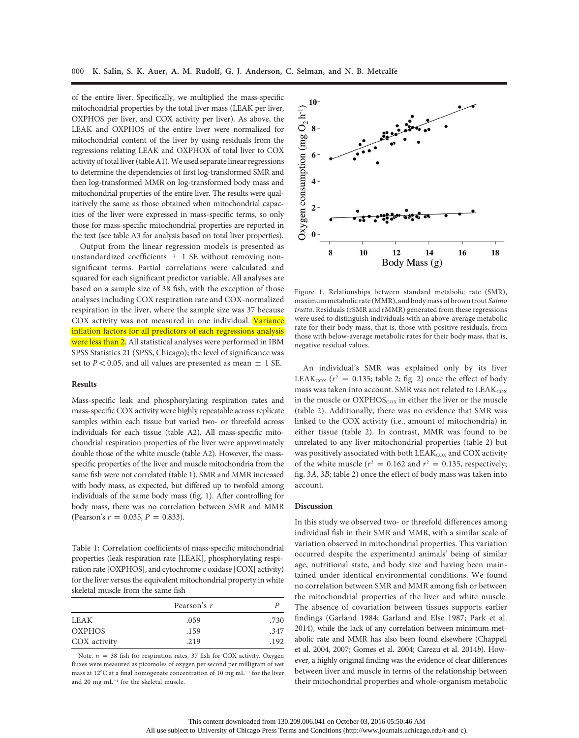of the entire liver. Specifically, we multiplied the mass-specific mitochondrial properties by the total liver mass (LEAK per liver, OXPHOS per liver, and COX activity per liver). As above, the LEAK and OXPHOS of the entire liver were normalized for mitochondrial content of the liver by using residuals from the regressions relating LEAK and OXPHOX of total liver to COX activity of total liver (table A1). We used separate linear regressions to determine the dependencies of first log-transformed SMR and then log-transformed MMR on log-transformed body mass and mitochondrial properties of the entire liver. The results were qualitatively the same as those obtained when mitochondrial capacities of the liver were expressed in mass-specific terms, so only those for mass-specific mitochondrial properties are reported in the text (see table A3 for analysis based on total liver properties).

Output from the linear regression models is presented as unstandardized coefficients $\pm$ 1 SE without removing nonsignificant terms. Partial correlations were calculated and squared for each significant predictor variable. All analyses are based on a sample size of 38 fish, with the exception of those analyses including COX respiration rate and COX-normalized respiration in the liver, where the sample size was 37 because COX activity was not measured in one individual. Variance inflation factors for all predictors of each regressions analysis were less than 2. All statistical analyses were performed in IBM SPSS Statistics 21 (SPSS, Chicago); the level of significance was set to $P < 0.05$, and all values are presented as mean $\pm$ 1 SE.

### Results

Mass-specific leak and phosphorylating respiration rates and mass-specific COX activity were highly repeatable across replicate samples within each tissue but varied two- or threefold across individuals for each tissue (table A2). All mass-specific mitochondrial respiration properties of the liver were approximately double those of the white muscle (table A2). However, the mass-specific properties of the liver and muscle mitochondria from the same fish were not correlated (table 1). SMR and MMR increased with body mass, as expected, but differed up to twofold among individuals of the same body mass (fig. 1). After controlling for body mass, there was no correlation between SMR and MMR (Pearson's $r = 0.035$, $P = 0.833$).

Table 1: Correlation coefficients of mass-specific mitochondrial properties (leak respiration rate [LEAK], phosphorylating respiration rate [OXPHOS], and cytochrome c oxidase [COX] activity) for the liver versus the equivalent mitochondrial property in white skeletal muscle from the same fish

| | Pearson's *r* | *P* |
|---|---|---|
| LEAK | .059 | .730 |
| OXPHOS | .159 | .347 |
| COX activity | .219 | .192 |

Note. $n = 38$ fish for respiration rates, 37 fish for COX activity. Oxygen fluxes were measured as picomoles of oxygen per second per milligram of wet mass at 12°C at a final homogenate concentration of 10 mg mL$^{-1}$ for the liver and 20 mg mL$^{-1}$ for the skeletal muscle.

Figure 1. Relationships between standard metabolic rate (SMR), maximum metabolic rate (MMR), and body mass of brown trout *Salmo trutta*. Residuals (rSMR and rMMR) generated from these regressions were used to distinguish individuals with an above-average metabolic rate for their body mass, that is, those with positive residuals, from those with below-average metabolic rates for their body mass, that is, negative residual values.

An individual's SMR was explained only by its liver $LEAK_{COX}$ ($r^2 = 0.135$; table 2; fig. 2) once the effect of body mass was taken into account. SMR was not related to $LEAK_{COX}$ in the muscle or $OXPHOS_{COX}$ in either the liver or the muscle (table 2). Additionally, there was no evidence that SMR was linked to the COX activity (i.e., amount of mitochondria) in either tissue (table 2). In contrast, MMR was found to be unrelated to any liver mitochondrial properties (table 2) but was positively associated with both $LEAK_{COX}$ and COX activity of the white muscle ($r^2 = 0.162$ and $r^2 = 0.135$, respectively; fig. 3*A*, 3*B*; table 2) once the effect of body mass was taken into account.

### Discussion

In this study we observed two- or threefold differences among individual fish in their SMR and MMR, with a similar scale of variation observed in mitochondrial properties. This variation occurred despite the experimental animals' being of similar age, nutritional state, and body size and having been maintained under identical environmental conditions. We found no correlation between SMR and MMR among fish or between the mitochondrial properties of the liver and white muscle. The absence of covariation between tissues supports earlier findings (Garland 1984; Garland and Else 1987; Park et al. 2014), while the lack of any correlation between minimum metabolic rate and MMR has also been found elsewhere (Chappell et al. 2004, 2007; Gomes et al. 2004; Careau et al. 2014*b*). However, a highly original finding was the evidence of clear differences between liver and muscle in terms of the relationship between their mitochondrial properties and whole-organism metabolic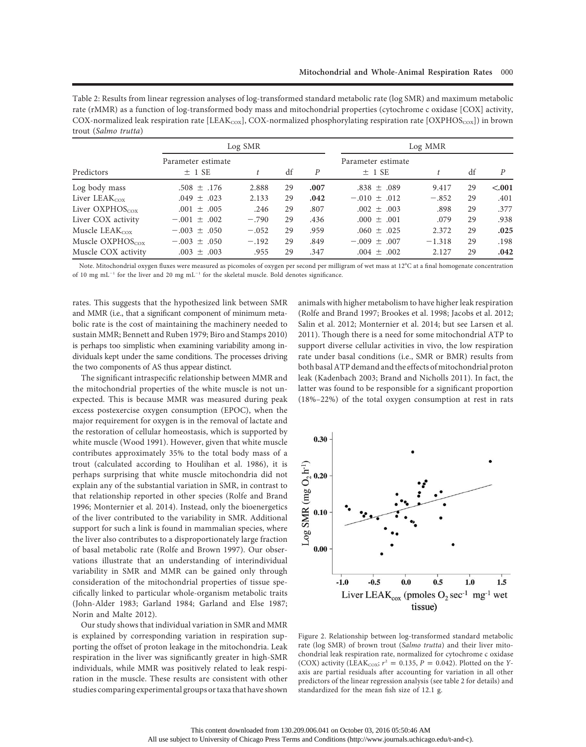Table 2: Results from linear regression analyses of log-transformed standard metabolic rate (log SMR) and maximum metabolic rate (rMMR) as a function of log-transformed body mass and mitochondrial properties (cytochrome c oxidase [COX] activity, COX-normalized leak respiration rate [$LEAK_{COX}$], COX-normalized phosphorylating respiration rate [$OXPHOS_{COX}$]) in brown trout (*Salmo trutta*)

| | Log SMR | | | | Log MMR | | | |
|---|---|---|---|---|---|---|---|---|
| Predictors | Parameter estimate ± 1 SE | $t$ | df | $P$ | Parameter estimate ± 1 SE | $t$ | df | $P$ |
| Log body mass | .508 ± .176 | 2.888 | 29 | **.007** | .838 ± .089 | 9.417 | 29 | **<.001** |
| Liver $LEAK_{COX}$ | .049 ± .023 | 2.133 | 29 | **.042** | −.010 ± .012 | −.852 | 29 | .401 |
| Liver $OXPHOS_{COX}$ | .001 ± .005 | .246 | 29 | .807 | .002 ± .003 | .898 | 29 | .377 |
| Liver COX activity | −.001 ± .002 | −.790 | 29 | .436 | .000 ± .001 | .079 | 29 | .938 |
| Muscle $LEAK_{COX}$ | −.003 ± .050 | −.052 | 29 | .959 | .060 ± .025 | 2.372 | 29 | **.025** |
| Muscle $OXPHOS_{COX}$ | −.003 ± .050 | −.192 | 29 | .849 | −.009 ± .007 | −1.318 | 29 | .198 |
| Muscle COX activity | .003 ± .003 | .955 | 29 | .347 | .004 ± .002 | 2.127 | 29 | **.042** |

Note. Mitochondrial oxygen fluxes were measured as picomoles of oxygen per second per milligram of wet mass at 12°C at a final homogenate concentration of 10 mg $mL^{-1}$ for the liver and 20 mg $mL^{-1}$ for the skeletal muscle. Bold denotes significance.

rates. This suggests that the hypothesized link between SMR and MMR (i.e., that a significant component of minimum metabolic rate is the cost of maintaining the machinery needed to sustain MMR; Bennett and Ruben 1979; Biro and Stamps 2010) is perhaps too simplistic when examining variability among individuals kept under the same conditions. The processes driving the two components of AS thus appear distinct.

The significant intraspecific relationship between MMR and the mitochondrial properties of the white muscle is not unexpected. This is because MMR was measured during peak excess postexercise oxygen consumption (EPOC), when the major requirement for oxygen is in the removal of lactate and the restoration of cellular homeostasis, which is supported by white muscle (Wood 1991). However, given that white muscle contributes approximately 35% to the total body mass of a trout (calculated according to Houlihan et al. 1986), it is perhaps surprising that white muscle mitochondria did not explain any of the substantial variation in SMR, in contrast to that relationship reported in other species (Rolfe and Brand 1996; Monternier et al. 2014). Instead, only the bioenergetics of the liver contributed to the variability in SMR. Additional support for such a link is found in mammalian species, where the liver also contributes to a disproportionately large fraction of basal metabolic rate (Rolfe and Brown 1997). Our observations illustrate that an understanding of interindividual variability in SMR and MMR can be gained only through consideration of the mitochondrial properties of tissue specifically linked to particular whole-organism metabolic traits (John-Alder 1983; Garland 1984; Garland and Else 1987; Norin and Malte 2012).

Our study shows that individual variation in SMR and MMR is explained by corresponding variation in respiration supporting the offset of proton leakage in the mitochondria. Leak respiration in the liver was significantly greater in high-SMR individuals, while MMR was positively related to leak respiration in the muscle. These results are consistent with other studies comparing experimental groups or taxa that have shown animals with higher metabolism to have higher leak respiration (Rolfe and Brand 1997; Brookes et al. 1998; Jacobs et al. 2012; Salin et al. 2012; Monternier et al. 2014; but see Larsen et al. 2011). Though there is a need for some mitochondrial ATP to support diverse cellular activities in vivo, the low respiration rate under basal conditions (i.e., SMR or BMR) results from both basal ATP demand and the effects of mitochondrial proton leak (Kadenbach 2003; Brand and Nicholls 2011). In fact, the latter was found to be responsible for a significant proportion (18%–22%) of the total oxygen consumption at rest in rats

Figure 2. Relationship between log-transformed standard metabolic rate (log SMR) of brown trout (*Salmo trutta*) and their liver mitochondrial leak respiration rate, normalized for cytochrome c oxidase (COX) activity ($LEAK_{COX}$; $r^2 = 0.135$, $P = 0.042$). Plotted on the $Y$-axis are partial residuals after accounting for variation in all other predictors of the linear regression analysis (see table 2 for details) and standardized for the mean fish size of 12.1 g.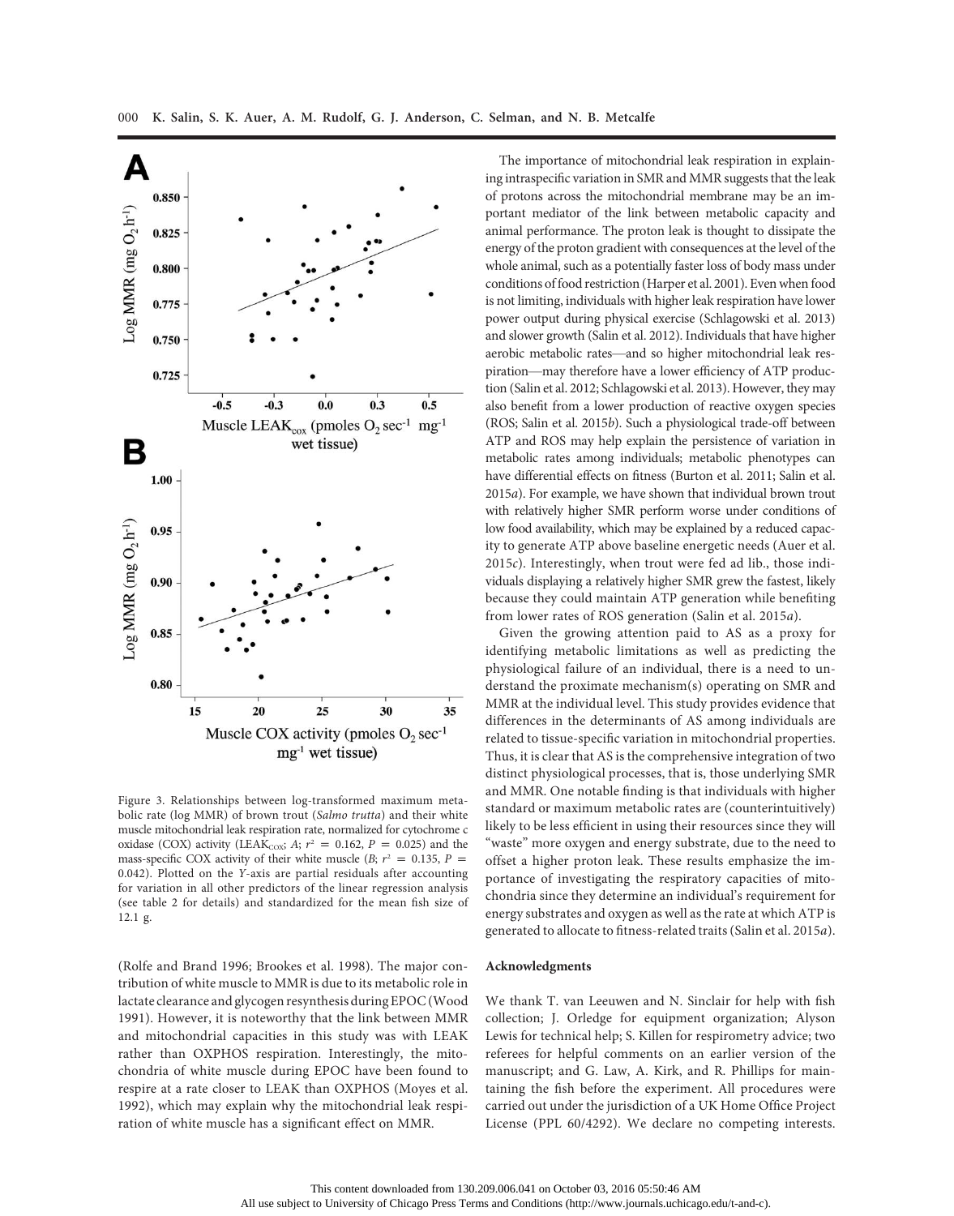Figure 3. Relationships between log-transformed maximum metabolic rate (log MMR) of brown trout (*Salmo trutta*) and their white muscle mitochondrial leak respiration rate, normalized for cytochrome c oxidase (COX) activity ($LEAK_{COX}$; *A*; $r^2 = 0.162$, $P = 0.025$) and the mass-specific COX activity of their white muscle (*B*; $r^2 = 0.135$, $P = 0.042$). Plotted on the *Y*-axis are partial residuals after accounting for variation in all other predictors of the linear regression analysis (see table 2 for details) and standardized for the mean fish size of 12.1 g.

(Rolfe and Brand 1996; Brookes et al. 1998). The major contribution of white muscle to MMR is due to its metabolic role in lactate clearance and glycogen resynthesis during EPOC (Wood 1991). However, it is noteworthy that the link between MMR and mitochondrial capacities in this study was with LEAK rather than OXPHOS respiration. Interestingly, the mitochondria of white muscle during EPOC have been found to respire at a rate closer to LEAK than OXPHOS (Moyes et al. 1992), which may explain why the mitochondrial leak respiration of white muscle has a significant effect on MMR.

The importance of mitochondrial leak respiration in explaining intraspecific variation in SMR and MMR suggests that the leak of protons across the mitochondrial membrane may be an important mediator of the link between metabolic capacity and animal performance. The proton leak is thought to dissipate the energy of the proton gradient with consequences at the level of the whole animal, such as a potentially faster loss of body mass under conditions of food restriction (Harper et al. 2001). Even when food is not limiting, individuals with higher leak respiration have lower power output during physical exercise (Schlagowski et al. 2013) and slower growth (Salin et al. 2012). Individuals that have higher aerobic metabolic rates—and so higher mitochondrial leak respiration—may therefore have a lower efficiency of ATP production (Salin et al. 2012; Schlagowski et al. 2013). However, they may also benefit from a lower production of reactive oxygen species (ROS; Salin et al. 2015*b*). Such a physiological trade-off between ATP and ROS may help explain the persistence of variation in metabolic rates among individuals; metabolic phenotypes can have differential effects on fitness (Burton et al. 2011; Salin et al. 2015*a*). For example, we have shown that individual brown trout with relatively higher SMR perform worse under conditions of low food availability, which may be explained by a reduced capacity to generate ATP above baseline energetic needs (Auer et al. 2015*c*). Interestingly, when trout were fed ad lib., those individuals displaying a relatively higher SMR grew the fastest, likely because they could maintain ATP generation while benefiting from lower rates of ROS generation (Salin et al. 2015*a*).

Given the growing attention paid to AS as a proxy for identifying metabolic limitations as well as predicting the physiological failure of an individual, there is a need to understand the proximate mechanism(s) operating on SMR and MMR at the individual level. This study provides evidence that differences in the determinants of AS among individuals are related to tissue-specific variation in mitochondrial properties. Thus, it is clear that AS is the comprehensive integration of two distinct physiological processes, that is, those underlying SMR and MMR. One notable finding is that individuals with higher standard or maximum metabolic rates are (counterintuitively) likely to be less efficient in using their resources since they will "waste" more oxygen and energy substrate, due to the need to offset a higher proton leak. These results emphasize the importance of investigating the respiratory capacities of mitochondria since they determine an individual's requirement for energy substrates and oxygen as well as the rate at which ATP is generated to allocate to fitness-related traits (Salin et al. 2015*a*).

#### Acknowledgments

We thank T. van Leeuwen and N. Sinclair for help with fish collection; J. Orledge for equipment organization; Alyson Lewis for technical help; S. Killen for respirometry advice; two referees for helpful comments on an earlier version of the manuscript; and G. Law, A. Kirk, and R. Phillips for maintaining the fish before the experiment. All procedures were carried out under the jurisdiction of a UK Home Office Project License (PPL 60/4292). We declare no competing interests.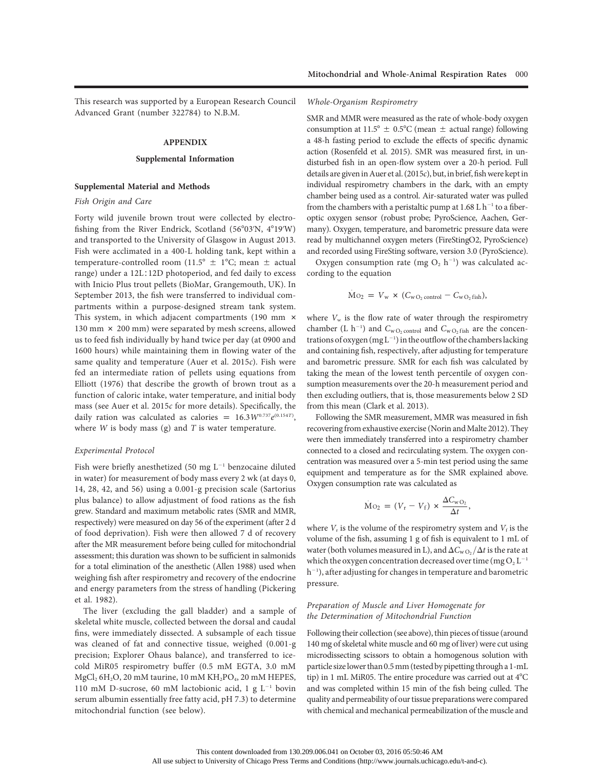This research was supported by a European Research Council Advanced Grant (number 322784) to N.B.M.

## APPENDIX

### Supplemental Information

#### Supplemental Material and Methods

*Fish Origin and Care*

Forty wild juvenile brown trout were collected by electrofishing from the River Endrick, Scotland (56°03′N, 4°19′W) and transported to the University of Glasgow in August 2013. Fish were acclimated in a 400-L holding tank, kept within a temperature-controlled room (11.5° ± 1°C; mean ± actual range) under a 12L∶12D photoperiod, and fed daily to excess with Inicio Plus trout pellets (BioMar, Grangemouth, UK). In September 2013, the fish were transferred to individual compartments within a purpose-designed stream tank system. This system, in which adjacent compartments (190 mm × 130 mm × 200 mm) were separated by mesh screens, allowed us to feed fish individually by hand twice per day (at 0900 and 1600 hours) while maintaining them in flowing water of the same quality and temperature (Auer et al. 2015*c*). Fish were fed an intermediate ration of pellets using equations from Elliott (1976) that describe the growth of brown trout as a function of caloric intake, water temperature, and initial body mass (see Auer et al. 2015*c* for more details). Specifically, the daily ration was calculated as calories $= 16.3W^{0.737}e^{(0.154T)}$, where $W$ is body mass (g) and $T$ is water temperature.

*Experimental Protocol*

Fish were briefly anesthetized (50 mg $L^{-1}$ benzocaine diluted in water) for measurement of body mass every 2 wk (at days 0, 14, 28, 42, and 56) using a 0.001-g precision scale (Sartorius plus balance) to allow adjustment of food rations as the fish grew. Standard and maximum metabolic rates (SMR and MMR, respectively) were measured on day 56 of the experiment (after 2 d of food deprivation). Fish were then allowed 7 d of recovery after the MR measurement before being culled for mitochondrial assessment; this duration was shown to be sufficient in salmonids for a total elimination of the anesthetic (Allen 1988) used when weighing fish after respirometry and recovery of the endocrine and energy parameters from the stress of handling (Pickering et al. 1982).

The liver (excluding the gall bladder) and a sample of skeletal white muscle, collected between the dorsal and caudal fins, were immediately dissected. A subsample of each tissue was cleaned of fat and connective tissue, weighed (0.001-g precision; Explorer Ohaus balance), and transferred to ice-cold MiR05 respirometry buffer (0.5 mM EGTA, 3.0 mM $MgCl_2$ $6H_2O$, 20 mM taurine, 10 mM $KH_2PO_4$, 20 mM HEPES, 110 mM D-sucrose, 60 mM lactobionic acid, 1 g $L^{-1}$ bovin serum albumin essentially free fatty acid, pH 7.3) to determine mitochondrial function (see below).

*Whole-Organism Respirometry*

SMR and MMR were measured as the rate of whole-body oxygen consumption at 11.5° ± 0.5°C (mean ± actual range) following a 48-h fasting period to exclude the effects of specific dynamic action (Rosenfeld et al. 2015). SMR was measured first, in undisturbed fish in an open-flow system over a 20-h period. Full details are given in Auer et al. (2015*c*), but, in brief, fish were kept in individual respirometry chambers in the dark, with an empty chamber being used as a control. Air-saturated water was pulled from the chambers with a peristaltic pump at 1.68 L $h^{-1}$ to a fiber-optic oxygen sensor (robust probe; PyroScience, Aachen, Germany). Oxygen, temperature, and barometric pressure data were read by multichannel oxygen meters (FireStingO2, PyroScience) and recorded using FireSting software, version 3.0 (PyroScience).

Oxygen consumption rate (mg $O_2$ $h^{-1}$) was calculated according to the equation

$$\dot{M}O_2 = V_w \times (C_{wO_2\,\text{control}} - C_{wO_2\,\text{fish}}),$$

where $V_w$ is the flow rate of water through the respirometry chamber (L $h^{-1}$) and $C_{wO_2\,\text{control}}$ and $C_{wO_2\,\text{fish}}$ are the concentrations of oxygen (mg $L^{-1}$) in the outflow of the chambers lacking and containing fish, respectively, after adjusting for temperature and barometric pressure. SMR for each fish was calculated by taking the mean of the lowest tenth percentile of oxygen consumption measurements over the 20-h measurement period and then excluding outliers, that is, those measurements below 2 SD from this mean (Clark et al. 2013).

Following the SMR measurement, MMR was measured in fish recovering from exhaustive exercise (Norin and Malte 2012). They were then immediately transferred into a respirometry chamber connected to a closed and recirculating system. The oxygen concentration was measured over a 5-min test period using the same equipment and temperature as for the SMR explained above. Oxygen consumption rate was calculated as

$$\dot{M}O_2 = (V_r - V_f) \times \frac{\Delta C_{wO_2}}{\Delta t},$$

where $V_r$ is the volume of the respirometry system and $V_f$ is the volume of the fish, assuming 1 g of fish is equivalent to 1 mL of water (both volumes measured in L), and $\Delta C_{wO_2}/\Delta t$ is the rate at which the oxygen concentration decreased over time (mg $O_2$ $L^{-1}$ $h^{-1}$), after adjusting for changes in temperature and barometric pressure.

*Preparation of Muscle and Liver Homogenate for the Determination of Mitochondrial Function*

Following their collection (see above), thin pieces of tissue (around 140 mg of skeletal white muscle and 60 mg of liver) were cut using microdissecting scissors to obtain a homogenous solution with particle size lower than 0.5 mm (tested by pipetting through a 1-mL tip) in 1 mL MiR05. The entire procedure was carried out at 4°C and was completed within 15 min of the fish being culled. The quality and permeability of our tissue preparations were compared with chemical and mechanical permeabilization of the muscle and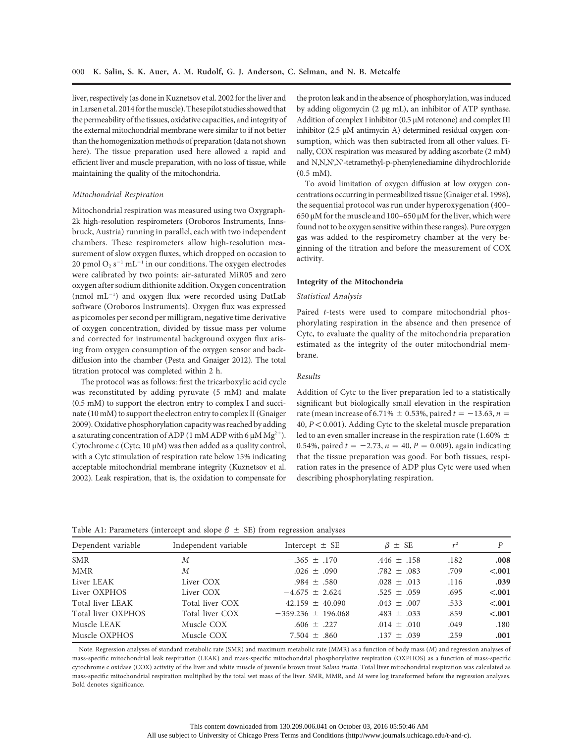liver, respectively (as done in Kuznetsov et al. 2002 for the liver and in Larsen et al. 2014 for the muscle). These pilot studies showed that the permeability of the tissues, oxidative capacities, and integrity of the external mitochondrial membrane were similar to if not better than the homogenization methods of preparation (data not shown here). The tissue preparation used here allowed a rapid and efficient liver and muscle preparation, with no loss of tissue, while maintaining the quality of the mitochondria.

*Mitochondrial Respiration*

Mitochondrial respiration was measured using two Oxygraph-2k high-resolution respirometers (Oroboros Instruments, Innsbruck, Austria) running in parallel, each with two independent chambers. These respirometers allow high-resolution measurement of slow oxygen fluxes, which dropped on occasion to 20 pmol $O_2$ $s^{-1}$ $mL^{-1}$ in our conditions. The oxygen electrodes were calibrated by two points: air-saturated MiR05 and zero oxygen after sodium dithionite addition. Oxygen concentration (nmol $mL^{-1}$) and oxygen flux were recorded using DatLab software (Oroboros Instruments). Oxygen flux was expressed as picomoles per second per milligram, negative time derivative of oxygen concentration, divided by tissue mass per volume and corrected for instrumental background oxygen flux arising from oxygen consumption of the oxygen sensor and back-diffusion into the chamber (Pesta and Gnaiger 2012). The total titration protocol was completed within 2 h.

The protocol was as follows: first the tricarboxylic acid cycle was reconstituted by adding pyruvate (5 mM) and malate (0.5 mM) to support the electron entry to complex I and succinate (10 mM) to support the electron entry to complex II (Gnaiger 2009). Oxidative phosphorylation capacity was reached by adding a saturating concentration of ADP (1 mM ADP with 6 μM $Mg^{2+}$). Cytochrome c (Cytc; 10 μM) was then added as a quality control, with a Cytc stimulation of respiration rate below 15% indicating acceptable mitochondrial membrane integrity (Kuznetsov et al. 2002). Leak respiration, that is, the oxidation to compensate for the proton leak and in the absence of phosphorylation, was induced by adding oligomycin (2 μg mL), an inhibitor of ATP synthase. Addition of complex I inhibitor (0.5 μM rotenone) and complex III inhibitor (2.5 μM antimycin A) determined residual oxygen consumption, which was then subtracted from all other values. Finally, COX respiration was measured by adding ascorbate (2 mM) and N,N,N′,N′-tetramethyl-p-phenylenediamine dihydrochloride (0.5 mM).

To avoid limitation of oxygen diffusion at low oxygen concentrations occurring in permeabilized tissue (Gnaiger et al. 1998), the sequential protocol was run under hyperoxygenation (400–650 μM for the muscle and 100–650 μM for the liver, which were found not to be oxygen sensitive within these ranges). Pure oxygen gas was added to the respirometry chamber at the very beginning of the titration and before the measurement of COX activity.

**Integrity of the Mitochondria**

*Statistical Analysis*

Paired *t*-tests were used to compare mitochondrial phosphorylating respiration in the absence and then presence of Cytc, to evaluate the quality of the mitochondria preparation estimated as the integrity of the outer mitochondrial membrane.

*Results*

Addition of Cytc to the liver preparation led to a statistically significant but biologically small elevation in the respiration rate (mean increase of 6.71% ± 0.53%, paired $t = -13.63$, $n = 40$, $P < 0.001$). Adding Cytc to the skeletal muscle preparation led to an even smaller increase in the respiration rate (1.60% ± 0.54%, paired $t = -2.73$, $n = 40$, $P = 0.009$), again indicating that the tissue preparation was good. For both tissues, respiration rates in the presence of ADP plus Cytc were used when describing phosphorylating respiration.

Table A1: Parameters (intercept and slope $\beta$ ± SE) from regression analyses

| Dependent variable | Independent variable | Intercept ± SE | $\beta$ ± SE | $r^2$ | $P$ |
|---|---|---|---|---|---|
| SMR | *M* | −.365 ± .170 | .446 ± .158 | .182 | **.008** |
| MMR | *M* | .026 ± .090 | .782 ± .083 | .709 | **<.001** |
| Liver LEAK | Liver COX | .984 ± .580 | .028 ± .013 | .116 | **.039** |
| Liver OXPHOS | Liver COX | −4.675 ± 2.624 | .525 ± .059 | .695 | **<.001** |
| Total liver LEAK | Total liver COX | 42.159 ± 40.090 | .043 ± .007 | .533 | **<.001** |
| Total liver OXPHOS | Total liver COX | −359.236 ± 196.068 | .483 ± .033 | .859 | **<.001** |
| Muscle LEAK | Muscle COX | .606 ± .227 | .014 ± .010 | .049 | .180 |
| Muscle OXPHOS | Muscle COX | 7.504 ± .860 | .137 ± .039 | .259 | **.001** |

Note. Regression analyses of standard metabolic rate (SMR) and maximum metabolic rate (MMR) as a function of body mass (*M*) and regression analyses of mass-specific mitochondrial leak respiration (LEAK) and mass-specific mitochondrial phosphorylative respiration (OXPHOS) as a function of mass-specific cytochrome c oxidase (COX) activity of the liver and white muscle of juvenile brown trout *Salmo trutta*. Total liver mitochondrial respiration was calculated as mass-specific mitochondrial respiration multiplied by the total wet mass of the liver. SMR, MMR, and *M* were log transformed before the regression analyses. Bold denotes significance.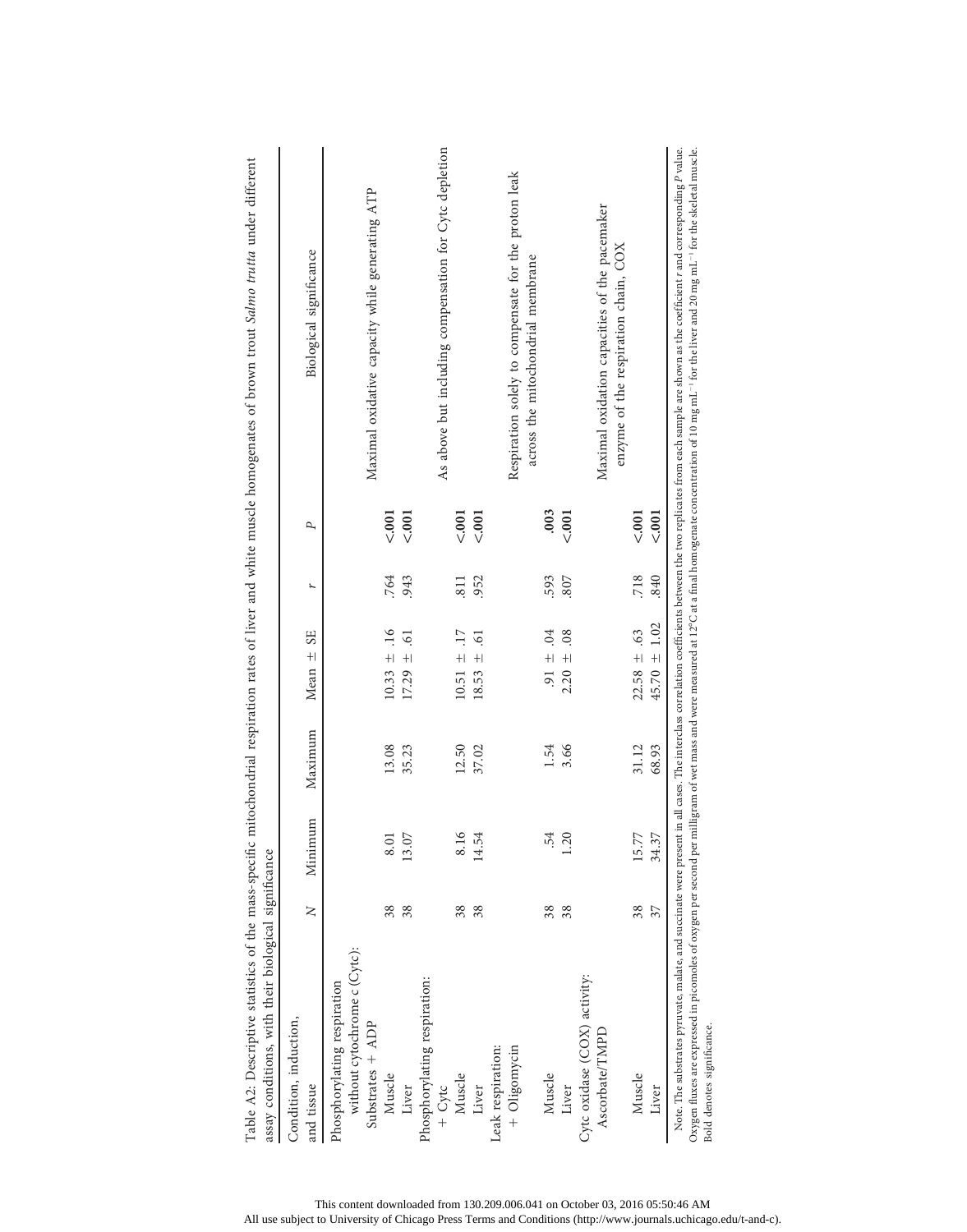Table A2: Descriptive statistics of the mass-specific mitochondrial respiration rates of liver and white muscle homogenates of brown trout *Salmo trutta* under different assay conditions, with their biological significance

| Condition, induction, and tissue | *N* | Minimum | Maximum | Mean ± SE | *r* | *P* | Biological significance |
|---|---|---|---|---|---|---|---|
| Phosphorylating respiration without cytochrome c (Cytc): | | | | | | | |
| Substrates + ADP | | | | | | | Maximal oxidative capacity while generating ATP |
| Muscle | 38 | 8.01 | 13.08 | 10.33 ± .16 | .764 | **<.001** | |
| Liver | 38 | 13.07 | 35.23 | 17.29 ± .61 | .943 | **<.001** | |
| Phosphorylating respiration: | | | | | | | |
| + Cytc | | | | | | | As above but including compensation for Cytc depletion |
| Muscle | 38 | 8.16 | 12.50 | 10.51 ± .17 | .811 | **<.001** | |
| Liver | 38 | 14.54 | 37.02 | 18.53 ± .61 | .952 | **<.001** | |
| Leak respiration: | | | | | | | |
| + Oligomycin | | | | | | | Respiration solely to compensate for the proton leak across the mitochondrial membrane |
| Muscle | 38 | .54 | 1.54 | .91 ± .04 | .593 | **.003** | |
| Liver | 38 | 1.20 | 3.66 | 2.20 ± .08 | .807 | **<.001** | |
| Cytc oxidase (COX) activity: | | | | | | | |
| Ascorbate/TMPD | | | | | | | Maximal oxidation capacities of the pacemaker enzyme of the respiration chain, COX |
| Muscle | 38 | 15.77 | 31.12 | 22.58 ± .63 | .718 | **<.001** | |
| Liver | 37 | 34.37 | 68.93 | 45.70 ± 1.02 | .840 | **<.001** | |

Note. The substrates pyruvate, malate, and succinate were present in all cases. The interclass correlation coefficients between the two replicates from each sample are shown as the coefficient *r* and corresponding *P* value. Oxygen fluxes are expressed in picomoles of oxygen per second per milligram of wet mass and were measured at 12°C at a final homogenate concentration of 10 mg mL$^{-1}$ for the liver and 20 mg mL$^{-1}$ for the skeletal muscle. Bold denotes significance.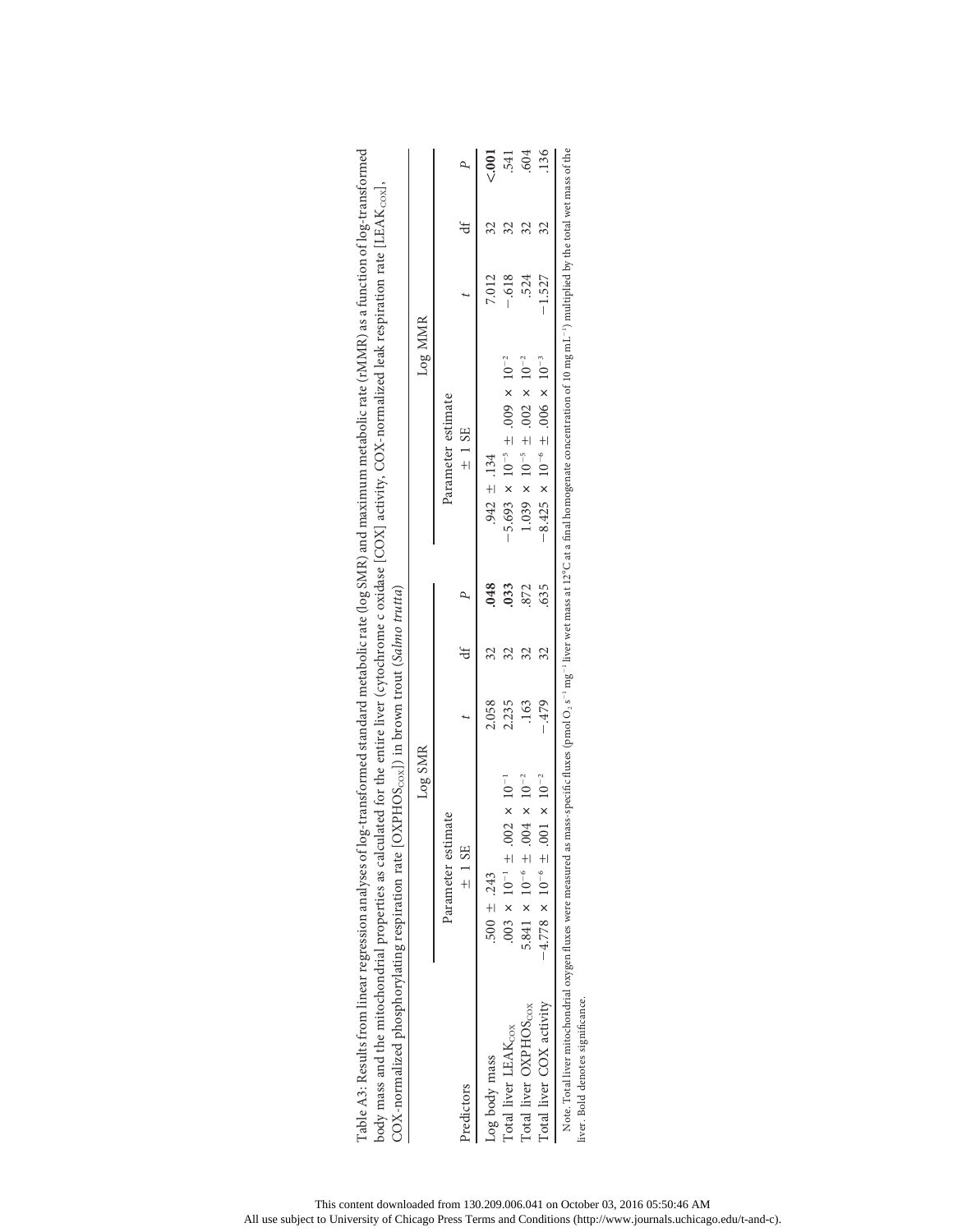Table A3: Results from linear regression analyses of log-transformed standard metabolic rate (log SMR) and maximum metabolic rate (rMMR) as a function of log-transformed body mass and the mitochondrial properties as calculated for the entire liver (cytochrome *c* oxidase [COX] activity, COX-normalized leak respiration rate [$LEAK_{COX}$], COX-normalized phosphorylating respiration rate [$OXPHOS_{COX}$]) in brown trout (*Salmo trutta*)

| Predictors | Log SMR | | | | Log MMR | | | |
|---|---|---|---|---|---|---|---|---|
| | Parameter estimate ± 1 SE | $t$ | df | $P$ | Parameter estimate ± 1 SE | $t$ | df | $P$ |
| Log body mass | .500 ± .243 | 2.058 | 32 | **.048** | .942 ± .134 | 7.012 | 32 | **<.001** |
| Total liver $LEAK_{COX}$ | $.003 \times 10^{-1} \pm .002 \times 10^{-1}$ | 2.235 | 32 | **.033** | $-5.693 \times 10^{-5} \pm .009 \times 10^{-2}$ | −.618 | 32 | .541 |
| Total liver $OXPHOS_{COX}$ | $5.841 \times 10^{-6} \pm .004 \times 10^{-2}$ | .163 | 32 | .872 | $1.039 \times 10^{-5} \pm .002 \times 10^{-2}$ | .524 | 32 | .604 |
| Total liver COX activity | $-4.778 \times 10^{-6} \pm .001 \times 10^{-2}$ | −.479 | 32 | .635 | $-8.425 \times 10^{-6} \pm .006 \times 10^{-3}$ | −1.527 | 32 | .136 |

Note. Total liver mitochondrial oxygen fluxes were measured as mass-specific fluxes (pmol $O_2$ $s^{-1}$ $mg^{-1}$ liver wet mass at 12°C at a final homogenate concentration of 10 mg $mL^{-1}$) multiplied by the total wet mass of the liver. Bold denotes significance.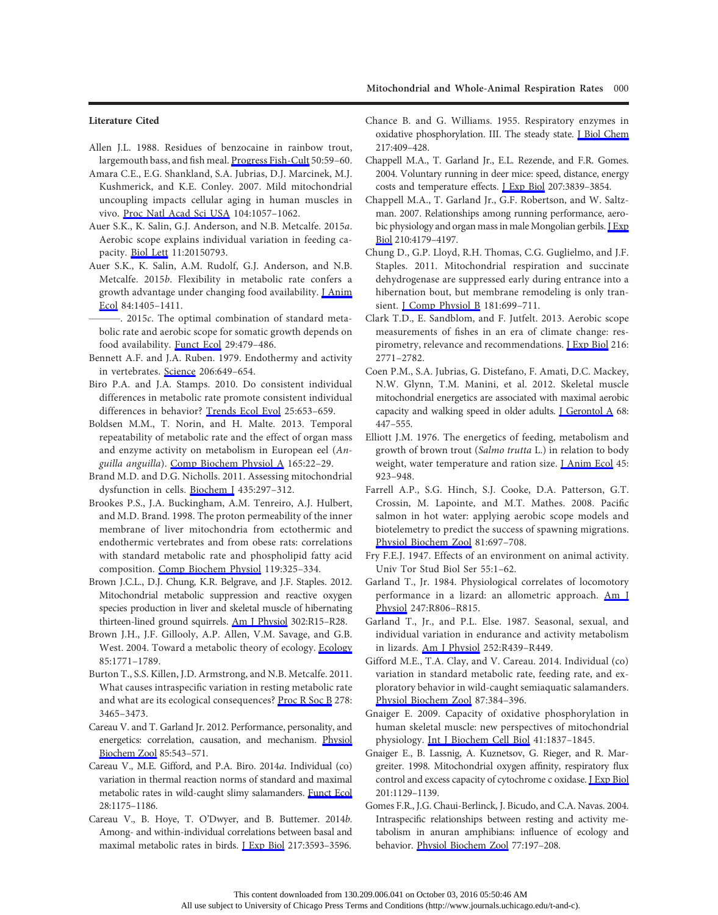## Literature Cited

Allen J.L. 1988. Residues of benzocaine in rainbow trout, largemouth bass, and fish meal. Progress Fish-Cult 50:59–60.

Amara C.E., E.G. Shankland, S.A. Jubrias, D.J. Marcinek, M.J. Kushmerick, and K.E. Conley. 2007. Mild mitochondrial uncoupling impacts cellular aging in human muscles in vivo. Proc Natl Acad Sci USA 104:1057–1062.

Auer S.K., K. Salin, G.J. Anderson, and N.B. Metcalfe. 2015*a*. Aerobic scope explains individual variation in feeding capacity. Biol Lett 11:20150793.

Auer S.K., K. Salin, A.M. Rudolf, G.J. Anderson, and N.B. Metcalfe. 2015*b*. Flexibility in metabolic rate confers a growth advantage under changing food availability. J Anim Ecol 84:1405–1411.

———. 2015*c*. The optimal combination of standard metabolic rate and aerobic scope for somatic growth depends on food availability. Funct Ecol 29:479–486.

Bennett A.F. and J.A. Ruben. 1979. Endothermy and activity in vertebrates. Science 206:649–654.

Biro P.A. and J.A. Stamps. 2010. Do consistent individual differences in metabolic rate promote consistent individual differences in behavior? Trends Ecol Evol 25:653–659.

Boldsen M.M., T. Norin, and H. Malte. 2013. Temporal repeatability of metabolic rate and the effect of organ mass and enzyme activity on metabolism in European eel (*Anguilla anguilla*). Comp Biochem Physiol A 165:22–29.

Brand M.D. and D.G. Nicholls. 2011. Assessing mitochondrial dysfunction in cells. Biochem J 435:297–312.

Brookes P.S., J.A. Buckingham, A.M. Tenreiro, A.J. Hulbert, and M.D. Brand. 1998. The proton permeability of the inner membrane of liver mitochondria from ectothermic and endothermic vertebrates and from obese rats: correlations with standard metabolic rate and phospholipid fatty acid composition. Comp Biochem Physiol 119:325–334.

Brown J.C.L., D.J. Chung, K.R. Belgrave, and J.F. Staples. 2012. Mitochondrial metabolic suppression and reactive oxygen species production in liver and skeletal muscle of hibernating thirteen-lined ground squirrels. Am J Physiol 302:R15–R28.

Brown J.H., J.F. Gillooly, A.P. Allen, V.M. Savage, and G.B. West. 2004. Toward a metabolic theory of ecology. Ecology 85:1771–1789.

Burton T., S.S. Killen, J.D. Armstrong, and N.B. Metcalfe. 2011. What causes intraspecific variation in resting metabolic rate and what are its ecological consequences? Proc R Soc B 278: 3465–3473.

Careau V. and T. Garland Jr. 2012. Performance, personality, and energetics: correlation, causation, and mechanism. Physiol Biochem Zool 85:543–571.

Careau V., M.E. Gifford, and P.A. Biro. 2014*a*. Individual (co) variation in thermal reaction norms of standard and maximal metabolic rates in wild-caught slimy salamanders. Funct Ecol 28:1175–1186.

Careau V., B. Hoye, T. O'Dwyer, and B. Buttemer. 2014*b*. Among- and within-individual correlations between basal and maximal metabolic rates in birds. J Exp Biol 217:3593–3596.

Chance B. and G. Williams. 1955. Respiratory enzymes in oxidative phosphorylation. III. The steady state. J Biol Chem 217:409–428.

Chappell M.A., T. Garland Jr., E.L. Rezende, and F.R. Gomes. 2004. Voluntary running in deer mice: speed, distance, energy costs and temperature effects. J Exp Biol 207:3839–3854.

Chappell M.A., T. Garland Jr., G.F. Robertson, and W. Saltzman. 2007. Relationships among running performance, aerobic physiology and organ mass in male Mongolian gerbils. J Exp Biol 210:4179–4197.

Chung D., G.P. Lloyd, R.H. Thomas, C.G. Guglielmo, and J.F. Staples. 2011. Mitochondrial respiration and succinate dehydrogenase are suppressed early during entrance into a hibernation bout, but membrane remodeling is only transient. J Comp Physiol B 181:699–711.

Clark T.D., E. Sandblom, and F. Jutfelt. 2013. Aerobic scope measurements of fishes in an era of climate change: respirometry, relevance and recommendations. J Exp Biol 216: 2771–2782.

Coen P.M., S.A. Jubrias, G. Distefano, F. Amati, D.C. Mackey, N.W. Glynn, T.M. Manini, et al. 2012. Skeletal muscle mitochondrial energetics are associated with maximal aerobic capacity and walking speed in older adults. J Gerontol A 68: 447–555.

Elliott J.M. 1976. The energetics of feeding, metabolism and growth of brown trout (*Salmo trutta* L.) in relation to body weight, water temperature and ration size. J Anim Ecol 45: 923–948.

Farrell A.P., S.G. Hinch, S.J. Cooke, D.A. Patterson, G.T. Crossin, M. Lapointe, and M.T. Mathes. 2008. Pacific salmon in hot water: applying aerobic scope models and biotelemetry to predict the success of spawning migrations. Physiol Biochem Zool 81:697–708.

Fry F.E.J. 1947. Effects of an environment on animal activity. Univ Tor Stud Biol Ser 55:1–62.

Garland T., Jr. 1984. Physiological correlates of locomotory performance in a lizard: an allometric approach. Am J Physiol 247:R806–R815.

Garland T., Jr., and P.L. Else. 1987. Seasonal, sexual, and individual variation in endurance and activity metabolism in lizards. Am J Physiol 252:R439–R449.

Gifford M.E., T.A. Clay, and V. Careau. 2014. Individual (co) variation in standard metabolic rate, feeding rate, and exploratory behavior in wild-caught semiaquatic salamanders. Physiol Biochem Zool 87:384–396.

Gnaiger E. 2009. Capacity of oxidative phosphorylation in human skeletal muscle: new perspectives of mitochondrial physiology. Int J Biochem Cell Biol 41:1837–1845.

Gnaiger E., B. Lassnig, A. Kuznetsov, G. Rieger, and R. Margreiter. 1998. Mitochondrial oxygen affinity, respiratory flux control and excess capacity of cytochrome c oxidase. J Exp Biol 201:1129–1139.

Gomes F.R., J.G. Chaui-Berlinck, J. Bicudo, and C.A. Navas. 2004. Intraspecific relationships between resting and activity metabolism in anuran amphibians: influence of ecology and behavior. Physiol Biochem Zool 77:197–208.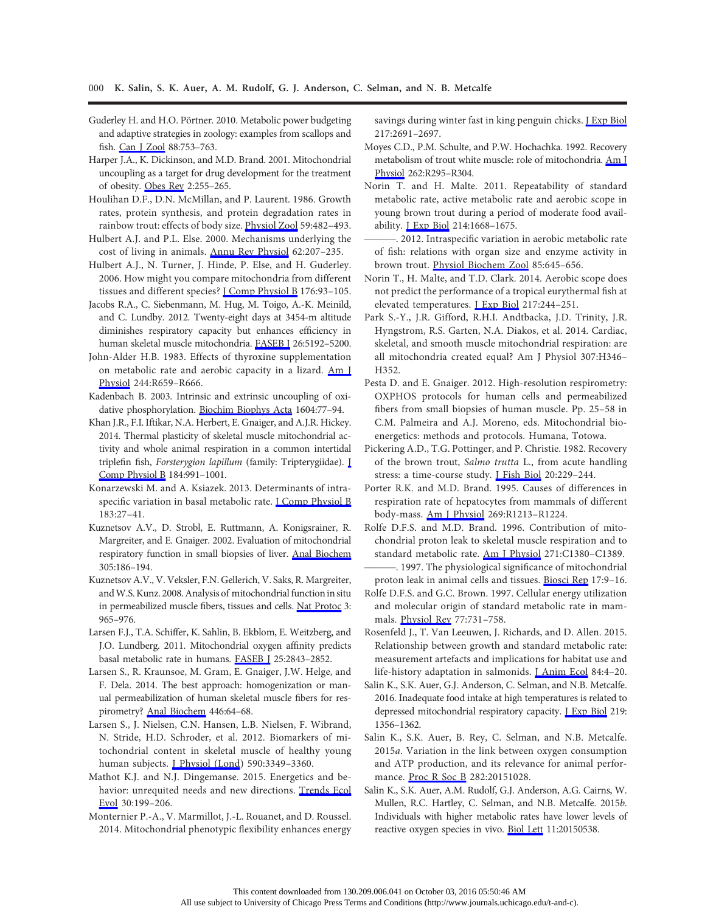Guderley H. and H.O. Pörtner. 2010. Metabolic power budgeting and adaptive strategies in zoology: examples from scallops and fish. Can J Zool 88:753–763.

Harper J.A., K. Dickinson, and M.D. Brand. 2001. Mitochondrial uncoupling as a target for drug development for the treatment of obesity. Obes Rev 2:255–265.

Houlihan D.F., D.N. McMillan, and P. Laurent. 1986. Growth rates, protein synthesis, and protein degradation rates in rainbow trout: effects of body size. Physiol Zool 59:482–493.

Hulbert A.J. and P.L. Else. 2000. Mechanisms underlying the cost of living in animals. Annu Rev Physiol 62:207–235.

Hulbert A.J., N. Turner, J. Hinde, P. Else, and H. Guderley. 2006. How might you compare mitochondria from different tissues and different species? J Comp Physiol B 176:93–105.

Jacobs R.A., C. Siebenmann, M. Hug, M. Toigo, A.-K. Meinild, and C. Lundby. 2012. Twenty-eight days at 3454-m altitude diminishes respiratory capacity but enhances efficiency in human skeletal muscle mitochondria. FASEB J 26:5192–5200.

John-Alder H.B. 1983. Effects of thyroxine supplementation on metabolic rate and aerobic capacity in a lizard. Am J Physiol 244:R659–R666.

Kadenbach B. 2003. Intrinsic and extrinsic uncoupling of oxidative phosphorylation. Biochim Biophys Acta 1604:77–94.

Khan J.R., F.I. Iftikar, N.A. Herbert, E. Gnaiger, and A.J.R. Hickey. 2014. Thermal plasticity of skeletal muscle mitochondrial activity and whole animal respiration in a common intertidal triplefin fish, *Forsterygion lapillum* (family: Tripterygiidae). J Comp Physiol B 184:991–1001.

Konarzewski M. and A. Ksiazek. 2013. Determinants of intraspecific variation in basal metabolic rate. J Comp Physiol B 183:27–41.

Kuznetsov A.V., D. Strobl, E. Ruttmann, A. Konigsrainer, R. Margreiter, and E. Gnaiger. 2002. Evaluation of mitochondrial respiratory function in small biopsies of liver. Anal Biochem 305:186–194.

Kuznetsov A.V., V. Veksler, F.N. Gellerich, V. Saks, R. Margreiter, and W.S. Kunz. 2008. Analysis of mitochondrial function in situ in permeabilized muscle fibers, tissues and cells. Nat Protoc 3: 965–976.

Larsen F.J., T.A. Schiffer, K. Sahlin, B. Ekblom, E. Weitzberg, and J.O. Lundberg. 2011. Mitochondrial oxygen affinity predicts basal metabolic rate in humans. FASEB J 25:2843–2852.

Larsen S., R. Kraunsoe, M. Gram, E. Gnaiger, J.W. Helge, and F. Dela. 2014. The best approach: homogenization or manual permeabilization of human skeletal muscle fibers for respirometry? Anal Biochem 446:64–68.

Larsen S., J. Nielsen, C.N. Hansen, L.B. Nielsen, F. Wibrand, N. Stride, H.D. Schroder, et al. 2012. Biomarkers of mitochondrial content in skeletal muscle of healthy young human subjects. J Physiol (Lond) 590:3349–3360.

Mathot K.J. and N.J. Dingemanse. 2015. Energetics and behavior: unrequited needs and new directions. Trends Ecol Evol 30:199–206.

Monternier P.-A., V. Marmillot, J.-L. Rouanet, and D. Roussel. 2014. Mitochondrial phenotypic flexibility enhances energy savings during winter fast in king penguin chicks. J Exp Biol 217:2691–2697.

Moyes C.D., P.M. Schulte, and P.W. Hochachka. 1992. Recovery metabolism of trout white muscle: role of mitochondria. Am J Physiol 262:R295–R304.

Norin T. and H. Malte. 2011. Repeatability of standard metabolic rate, active metabolic rate and aerobic scope in young brown trout during a period of moderate food availability. J Exp Biol 214:1668–1675.

———. 2012. Intraspecific variation in aerobic metabolic rate of fish: relations with organ size and enzyme activity in brown trout. Physiol Biochem Zool 85:645–656.

Norin T., H. Malte, and T.D. Clark. 2014. Aerobic scope does not predict the performance of a tropical eurythermal fish at elevated temperatures. J Exp Biol 217:244–251.

Park S.-Y., J.R. Gifford, R.H.I. Andtbacka, J.D. Trinity, J.R. Hyngstrom, R.S. Garten, N.A. Diakos, et al. 2014. Cardiac, skeletal, and smooth muscle mitochondrial respiration: are all mitochondria created equal? Am J Physiol 307:H346–H352.

Pesta D. and E. Gnaiger. 2012. High-resolution respirometry: OXPHOS protocols for human cells and permeabilized fibers from small biopsies of human muscle. Pp. 25–58 in C.M. Palmeira and A.J. Moreno, eds. Mitochondrial bioenergetics: methods and protocols. Humana, Totowa.

Pickering A.D., T.G. Pottinger, and P. Christie. 1982. Recovery of the brown trout, *Salmo trutta* L., from acute handling stress: a time-course study. J Fish Biol 20:229–244.

Porter R.K. and M.D. Brand. 1995. Causes of differences in respiration rate of hepatocytes from mammals of different body-mass. Am J Physiol 269:R1213–R1224.

Rolfe D.F.S. and M.D. Brand. 1996. Contribution of mitochondrial proton leak to skeletal muscle respiration and to standard metabolic rate. Am J Physiol 271:C1380–C1389.

———. 1997. The physiological significance of mitochondrial proton leak in animal cells and tissues. Biosci Rep 17:9–16.

Rolfe D.F.S. and G.C. Brown. 1997. Cellular energy utilization and molecular origin of standard metabolic rate in mammals. Physiol Rev 77:731–758.

Rosenfeld J., T. Van Leeuwen, J. Richards, and D. Allen. 2015. Relationship between growth and standard metabolic rate: measurement artefacts and implications for habitat use and life-history adaptation in salmonids. J Anim Ecol 84:4–20.

Salin K., S.K. Auer, G.J. Anderson, C. Selman, and N.B. Metcalfe. 2016. Inadequate food intake at high temperatures is related to depressed mitochondrial respiratory capacity. J Exp Biol 219: 1356–1362.

Salin K., S.K. Auer, B. Rey, C. Selman, and N.B. Metcalfe. 2015*a*. Variation in the link between oxygen consumption and ATP production, and its relevance for animal performance. Proc R Soc B 282:20151028.

Salin K., S.K. Auer, A.M. Rudolf, G.J. Anderson, A.G. Cairns, W. Mullen, R.C. Hartley, C. Selman, and N.B. Metcalfe. 2015*b*. Individuals with higher metabolic rates have lower levels of reactive oxygen species in vivo. Biol Lett 11:20150538.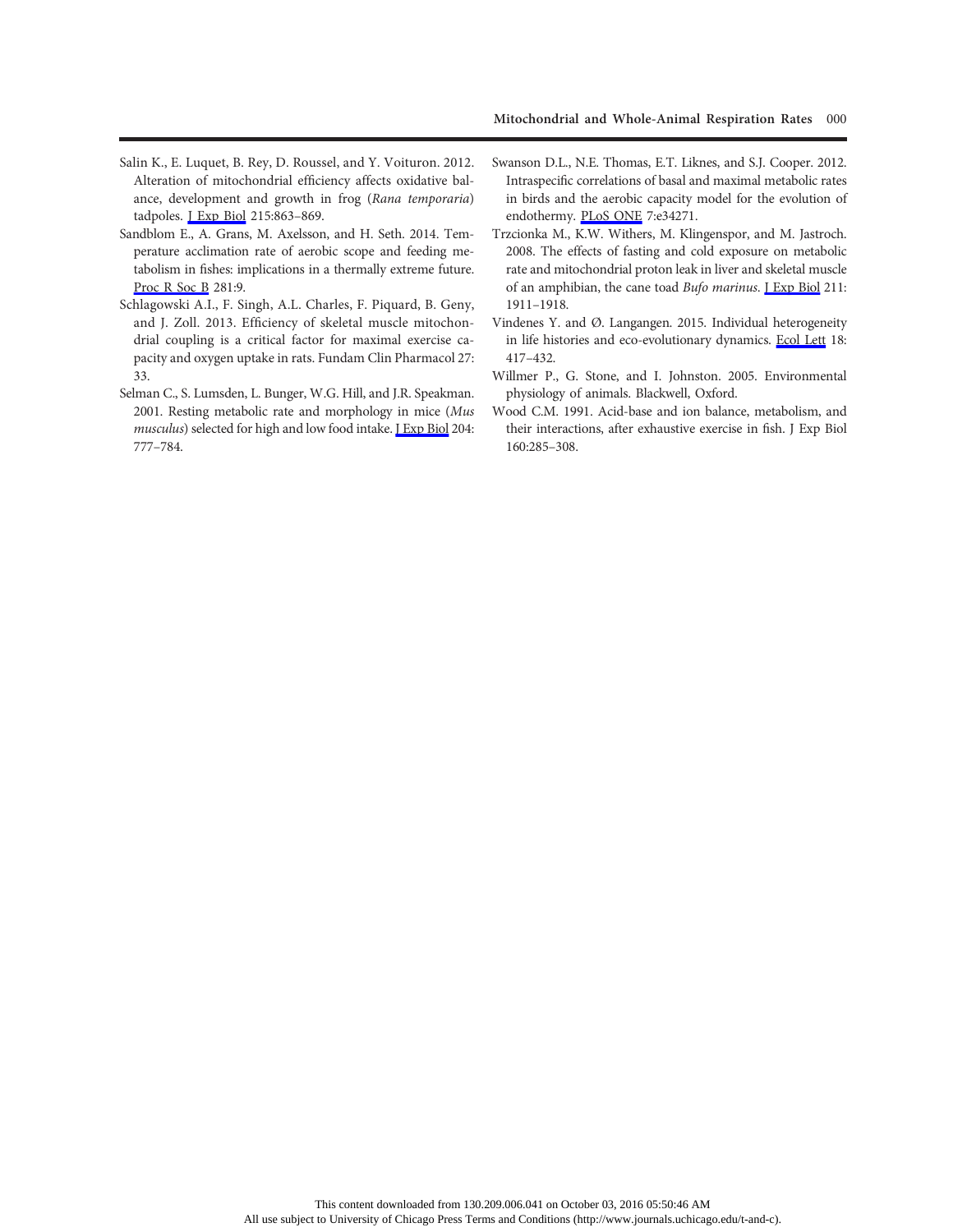Salin K., E. Luquet, B. Rey, D. Roussel, and Y. Voituron. 2012. Alteration of mitochondrial efficiency affects oxidative balance, development and growth in frog (*Rana temporaria*) tadpoles. J Exp Biol 215:863–869.

Sandblom E., A. Grans, M. Axelsson, and H. Seth. 2014. Temperature acclimation rate of aerobic scope and feeding metabolism in fishes: implications in a thermally extreme future. Proc R Soc B 281:9.

Schlagowski A.I., F. Singh, A.L. Charles, F. Piquard, B. Geny, and J. Zoll. 2013. Efficiency of skeletal muscle mitochondrial coupling is a critical factor for maximal exercise capacity and oxygen uptake in rats. Fundam Clin Pharmacol 27: 33.

Selman C., S. Lumsden, L. Bunger, W.G. Hill, and J.R. Speakman. 2001. Resting metabolic rate and morphology in mice (*Mus musculus*) selected for high and low food intake. J Exp Biol 204: 777–784.

Swanson D.L., N.E. Thomas, E.T. Liknes, and S.J. Cooper. 2012. Intraspecific correlations of basal and maximal metabolic rates in birds and the aerobic capacity model for the evolution of endothermy. PLoS ONE 7:e34271.

Trzcionka M., K.W. Withers, M. Klingenspor, and M. Jastroch. 2008. The effects of fasting and cold exposure on metabolic rate and mitochondrial proton leak in liver and skeletal muscle of an amphibian, the cane toad *Bufo marinus*. J Exp Biol 211: 1911–1918.

Vindenes Y. and Ø. Langangen. 2015. Individual heterogeneity in life histories and eco-evolutionary dynamics. Ecol Lett 18: 417–432.

Willmer P., G. Stone, and I. Johnston. 2005. Environmental physiology of animals. Blackwell, Oxford.

Wood C.M. 1991. Acid-base and ion balance, metabolism, and their interactions, after exhaustive exercise in fish. J Exp Biol 160:285–308.